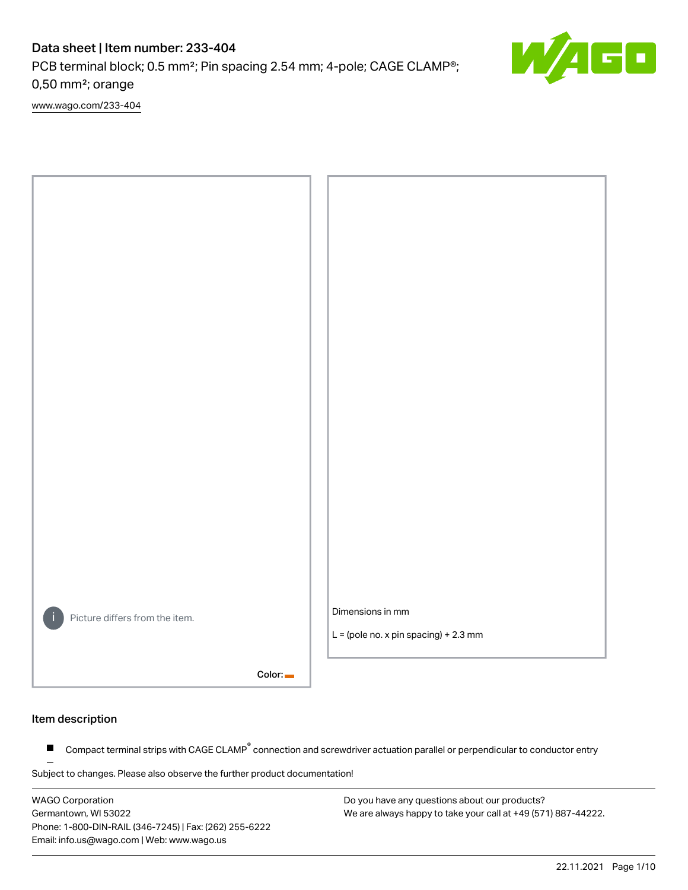# Data sheet | Item number: 233-404

PCB terminal block; 0.5 mm²; Pin spacing 2.54 mm; 4-pole; CAGE CLAMP®; 0,50 mm²; orange

www.wago.com/233-404

Picture differs from the item.

Color:

Dimensions in mm

L = (pole no. x pin spacing) + 2.3 mm

## Item description

- Compact terminal strips with CAGE CLAMP® connection and screwdriver actuation parallel or perpendicular to conductor entry

Subject to changes. Please also observe the further product documentation!

WAGO Corporation
Germantown, WI 53022
Phone: 1-800-DIN-RAIL (346-7245) | Fax: (262) 255-6222
Email: info.us@wago.com | Web: www.wago.us

Do you have any questions about our products?
We are always happy to take your call at +49 (571) 887-44222.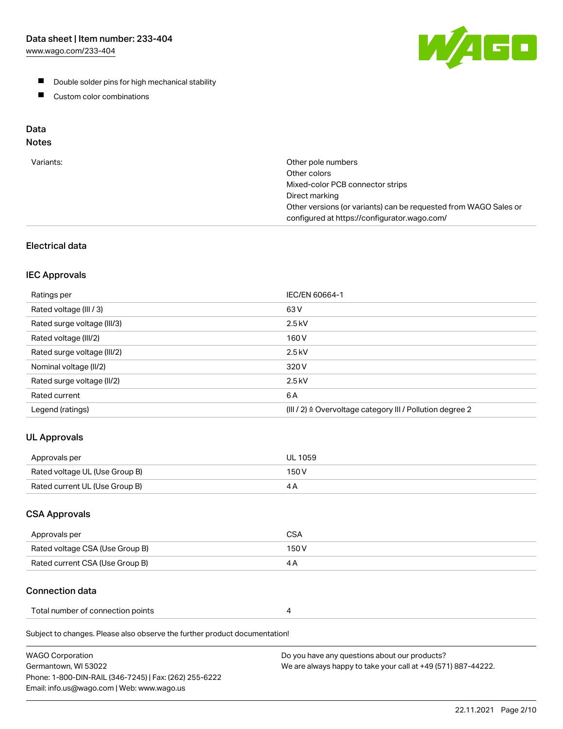- Double solder pins for high mechanical stability
- Custom color combinations

## Data

### Notes

| | |
|---|---|
| Variants: | Other pole numbers<br>Other colors<br>Mixed-color PCB connector strips<br>Direct marking<br>Other versions (or variants) can be requested from WAGO Sales or configured at https://configurator.wago.com/ |

### Electrical data

#### IEC Approvals

| | |
|---|---|
| Ratings per | IEC/EN 60664-1 |
| Rated voltage (III / 3) | 63 V |
| Rated surge voltage (III/3) | 2.5 kV |
| Rated voltage (III/2) | 160 V |
| Rated surge voltage (III/2) | 2.5 kV |
| Nominal voltage (II/2) | 320 V |
| Rated surge voltage (II/2) | 2.5 kV |
| Rated current | 6 A |
| Legend (ratings) | (III / 2) ≙ Overvoltage category III / Pollution degree 2 |

#### UL Approvals

| | |
|---|---|
| Approvals per | UL 1059 |
| Rated voltage UL (Use Group B) | 150 V |
| Rated current UL (Use Group B) | 4 A |

#### CSA Approvals

| | |
|---|---|
| Approvals per | CSA |
| Rated voltage CSA (Use Group B) | 150 V |
| Rated current CSA (Use Group B) | 4 A |

### Connection data

| | |
|---|---|
| Total number of connection points | 4 |

Subject to changes. Please also observe the further product documentation!

WAGO Corporation
Germantown, WI 53022
Phone: 1-800-DIN-RAIL (346-7245) | Fax: (262) 255-6222
Email: info.us@wago.com | Web: www.wago.us

Do you have any questions about our products?
We are always happy to take your call at +49 (571) 887-44222.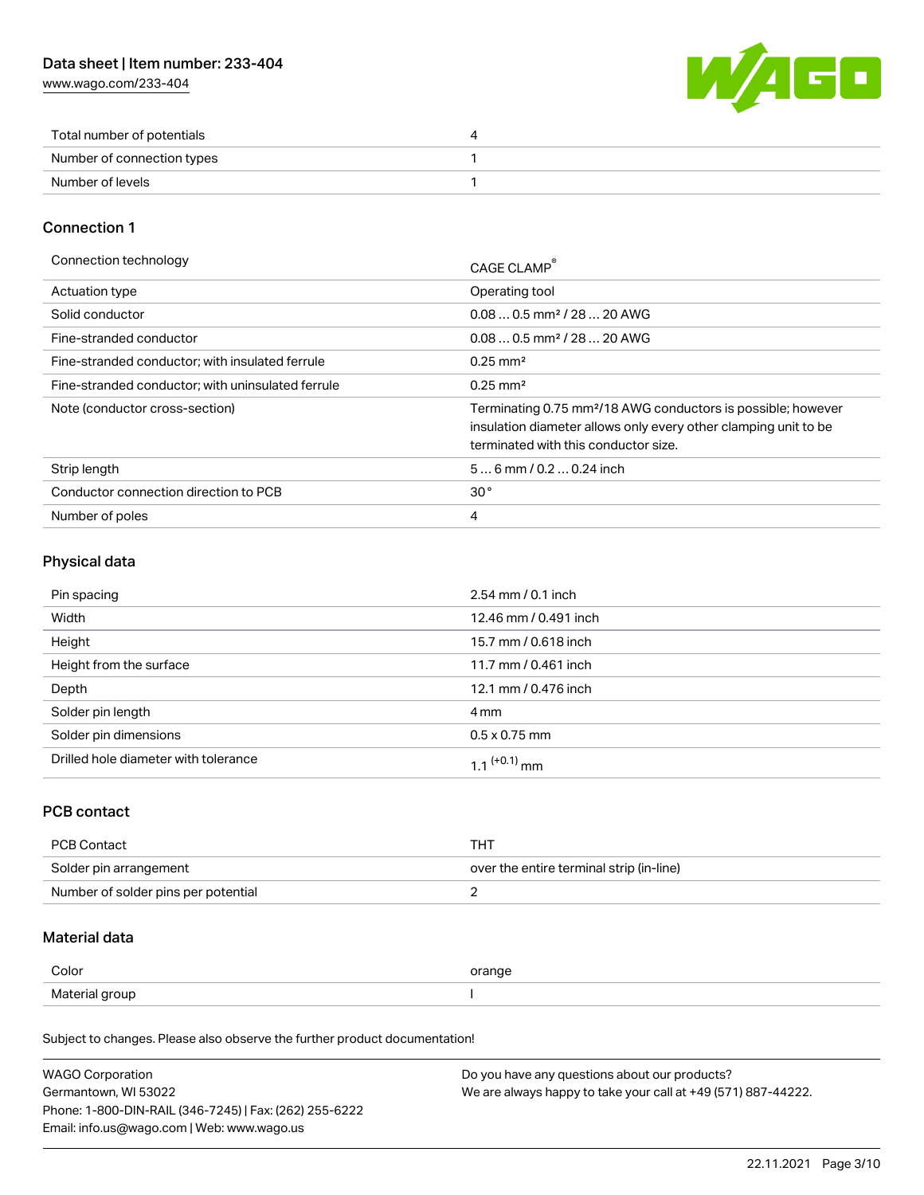| | |
|---|---|
| Total number of potentials | 4 |
| Number of connection types | 1 |
| Number of levels | 1 |

## Connection 1

| | |
|---|---|
| Connection technology | CAGE CLAMP® |
| Actuation type | Operating tool |
| Solid conductor | 0.08 … 0.5 mm² / 28 … 20 AWG |
| Fine-stranded conductor | 0.08 … 0.5 mm² / 28 … 20 AWG |
| Fine-stranded conductor; with insulated ferrule | 0.25 mm² |
| Fine-stranded conductor; with uninsulated ferrule | 0.25 mm² |
| Note (conductor cross-section) | Terminating 0.75 mm²/18 AWG conductors is possible; however insulation diameter allows only every other clamping unit to be terminated with this conductor size. |
| Strip length | 5 … 6 mm / 0.2 … 0.24 inch |
| Conductor connection direction to PCB | 30° |
| Number of poles | 4 |

## Physical data

| | |
|---|---|
| Pin spacing | 2.54 mm / 0.1 inch |
| Width | 12.46 mm / 0.491 inch |
| Height | 15.7 mm / 0.618 inch |
| Height from the surface | 11.7 mm / 0.461 inch |
| Depth | 12.1 mm / 0.476 inch |
| Solder pin length | 4 mm |
| Solder pin dimensions | 0.5 x 0.75 mm |
| Drilled hole diameter with tolerance | $1.1^{(+0.1)}$ mm |

## PCB contact

| | |
|---|---|
| PCB Contact | THT |
| Solder pin arrangement | over the entire terminal strip (in-line) |
| Number of solder pins per potential | 2 |

## Material data

| | |
|---|---|
| Color | orange |
| Material group | I |

Subject to changes. Please also observe the further product documentation!

WAGO Corporation
Germantown, WI 53022
Phone: 1-800-DIN-RAIL (346-7245) | Fax: (262) 255-6222
Email: info.us@wago.com | Web: www.wago.us

Do you have any questions about our products?
We are always happy to take your call at +49 (571) 887-44222.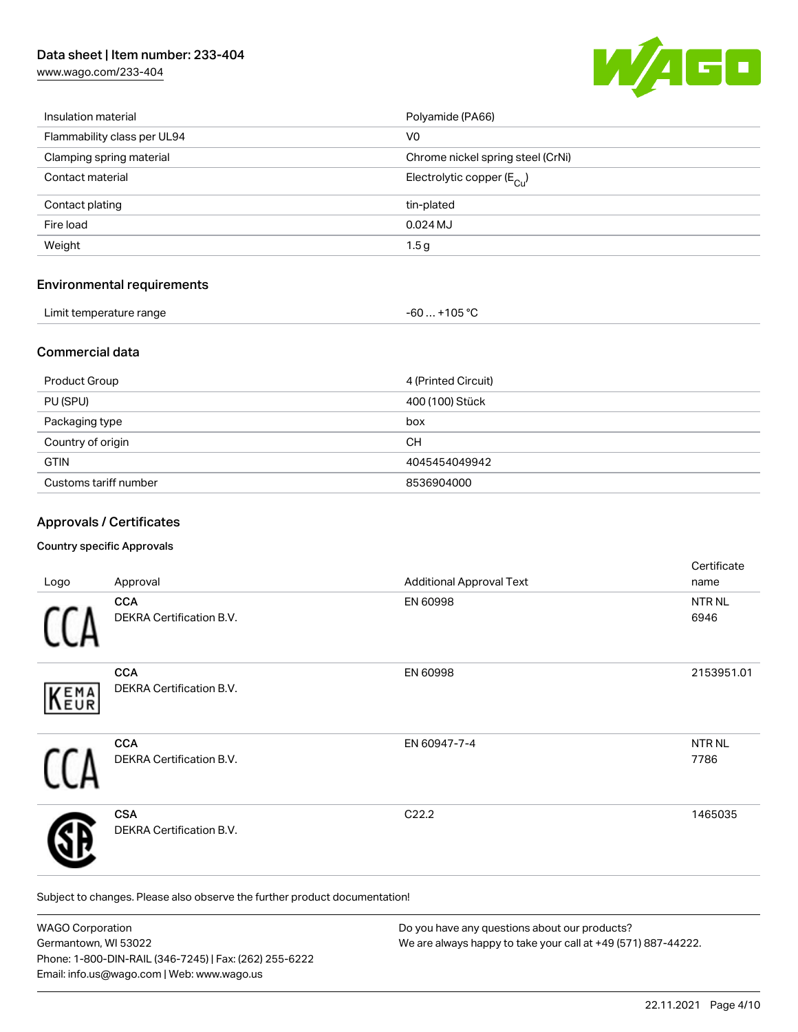| | |
|---|---|
| Insulation material | Polyamide (PA66) |
| Flammability class per UL94 | V0 |
| Clamping spring material | Chrome nickel spring steel (CrNi) |
| Contact material | Electrolytic copper ($E_{Cu}$) |
| Contact plating | tin-plated |
| Fire load | 0.024 MJ |
| Weight | 1.5 g |

## Environmental requirements

| | |
|---|---|
| Limit temperature range | -60 … +105 °C |

## Commercial data

| | |
|---|---|
| Product Group | 4 (Printed Circuit) |
| PU (SPU) | 400 (100) Stück |
| Packaging type | box |
| Country of origin | CH |
| GTIN | 4045454049942 |
| Customs tariff number | 8536904000 |

## Approvals / Certificates

### Country specific Approvals

| Logo | Approval | Additional Approval Text | Certificate name |
|---|---|---|---|
| | **CCA** DEKRA Certification B.V. | EN 60998 | NTR NL 6946 |
| | **CCA** DEKRA Certification B.V. | EN 60998 | 2153951.01 |
| | **CCA** DEKRA Certification B.V. | EN 60947-7-4 | NTR NL 7786 |
| | **CSA** DEKRA Certification B.V. | C22.2 | 1465035 |

Subject to changes. Please also observe the further product documentation!

WAGO Corporation
Germantown, WI 53022
Phone: 1-800-DIN-RAIL (346-7245) | Fax: (262) 255-6222
Email: info.us@wago.com | Web: www.wago.us

Do you have any questions about our products?
We are always happy to take your call at +49 (571) 887-44222.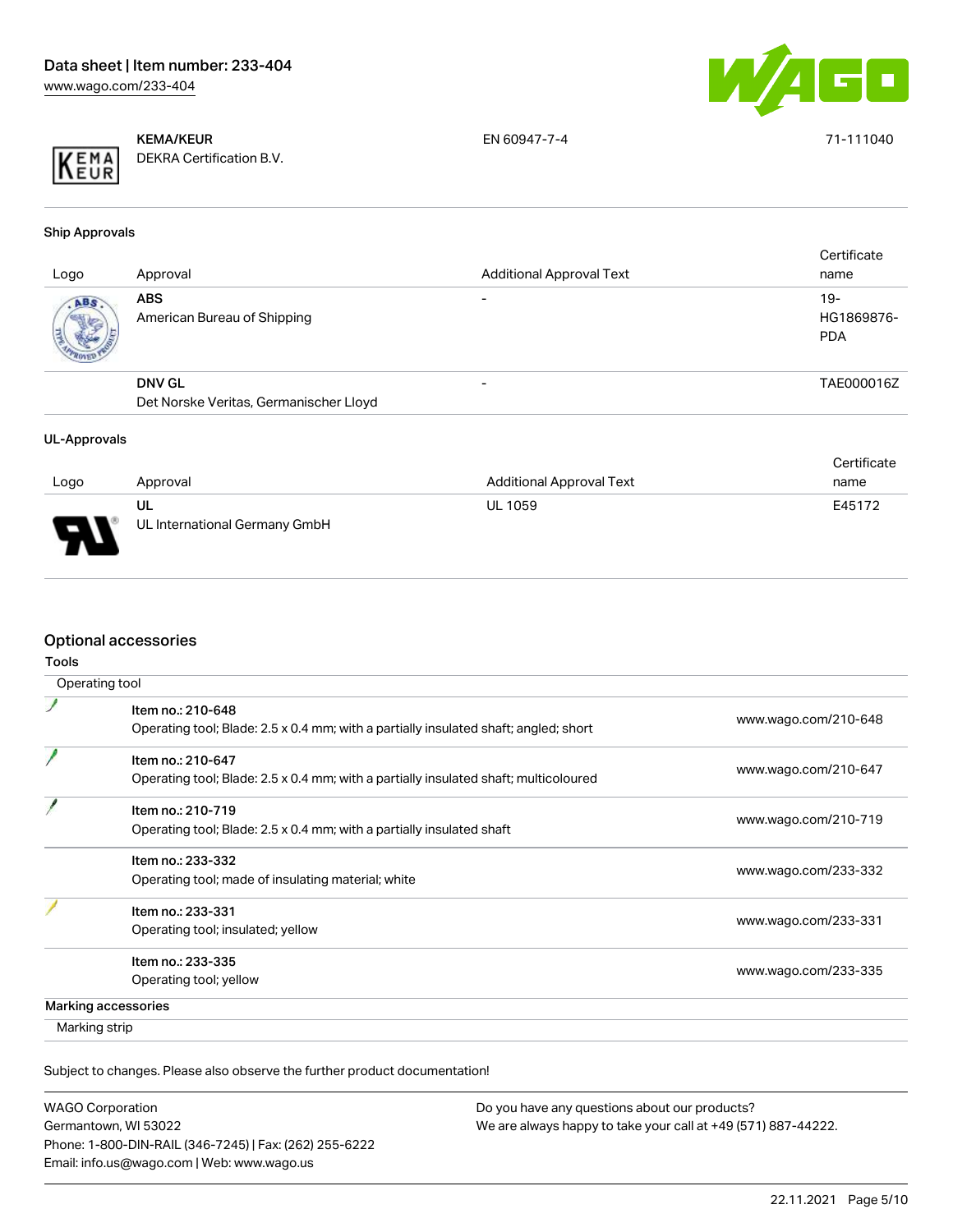| | | | |
|---|---|---|---|
| | **KEMA/KEUR** DEKRA Certification B.V. | EN 60947-7-4 | 71-111040 |

### Ship Approvals

| Logo | Approval | Additional Approval Text | Certificate name |
|---|---|---|---|
| | **ABS** American Bureau of Shipping | - | 19-HG1869876-PDA |
| | **DNV GL** Det Norske Veritas, Germanischer Lloyd | - | TAE000016Z |

### UL-Approvals

| Logo | Approval | Additional Approval Text | Certificate name |
|---|---|---|---|
| | **UL** UL International Germany GmbH | UL 1059 | E45172 |

## Optional accessories

### Tools

Operating tool

| | | |
|---|---|---|
| | Item no.: 210-648<br>Operating tool; Blade: 2.5 x 0.4 mm; with a partially insulated shaft; angled; short | www.wago.com/210-648 |
| | Item no.: 210-647<br>Operating tool; Blade: 2.5 x 0.4 mm; with a partially insulated shaft; multicoloured | www.wago.com/210-647 |
| | Item no.: 210-719<br>Operating tool; Blade: 2.5 x 0.4 mm; with a partially insulated shaft | www.wago.com/210-719 |
| | Item no.: 233-332<br>Operating tool; made of insulating material; white | www.wago.com/233-332 |
| | Item no.: 233-331<br>Operating tool; insulated; yellow | www.wago.com/233-331 |
| | Item no.: 233-335<br>Operating tool; yellow | www.wago.com/233-335 |

### Marking accessories

Marking strip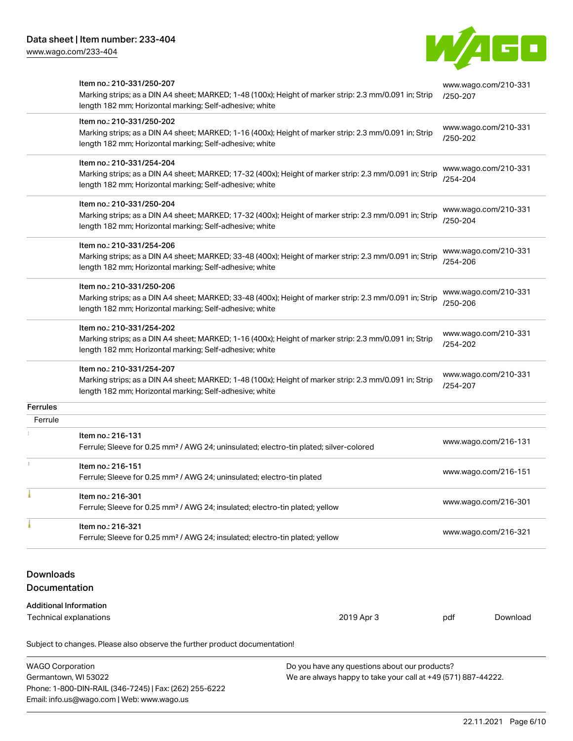| | | |
|---|---|---|
| | Item no.: 210-331/250-207<br>Marking strips; as a DIN A4 sheet; MARKED; 1-48 (100x); Height of marker strip: 2.3 mm/0.091 in; Strip length 182 mm; Horizontal marking; Self-adhesive; white | www.wago.com/210-331/250-207 |
| | Item no.: 210-331/250-202<br>Marking strips; as a DIN A4 sheet; MARKED; 1-16 (400x); Height of marker strip: 2.3 mm/0.091 in; Strip length 182 mm; Horizontal marking; Self-adhesive; white | www.wago.com/210-331/250-202 |
| | Item no.: 210-331/254-204<br>Marking strips; as a DIN A4 sheet; MARKED; 17-32 (400x); Height of marker strip: 2.3 mm/0.091 in; Strip length 182 mm; Horizontal marking; Self-adhesive; white | www.wago.com/210-331/254-204 |
| | Item no.: 210-331/250-204<br>Marking strips; as a DIN A4 sheet; MARKED; 17-32 (400x); Height of marker strip: 2.3 mm/0.091 in; Strip length 182 mm; Horizontal marking; Self-adhesive; white | www.wago.com/210-331/250-204 |
| | Item no.: 210-331/254-206<br>Marking strips; as a DIN A4 sheet; MARKED; 33-48 (400x); Height of marker strip: 2.3 mm/0.091 in; Strip length 182 mm; Horizontal marking; Self-adhesive; white | www.wago.com/210-331/254-206 |
| | Item no.: 210-331/250-206<br>Marking strips; as a DIN A4 sheet; MARKED; 33-48 (400x); Height of marker strip: 2.3 mm/0.091 in; Strip length 182 mm; Horizontal marking; Self-adhesive; white | www.wago.com/210-331/250-206 |
| | Item no.: 210-331/254-202<br>Marking strips; as a DIN A4 sheet; MARKED; 1-16 (400x); Height of marker strip: 2.3 mm/0.091 in; Strip length 182 mm; Horizontal marking; Self-adhesive; white | www.wago.com/210-331/254-202 |
| | Item no.: 210-331/254-207<br>Marking strips; as a DIN A4 sheet; MARKED; 1-48 (100x); Height of marker strip: 2.3 mm/0.091 in; Strip length 182 mm; Horizontal marking; Self-adhesive; white | www.wago.com/210-331/254-207 |
| **Ferrules** | | |
| Ferrule | | |
| | Item no.: 216-131<br>Ferrule; Sleeve for 0.25 mm² / AWG 24; uninsulated; electro-tin plated; silver-colored | www.wago.com/216-131 |
| | Item no.: 216-151<br>Ferrule; Sleeve for 0.25 mm² / AWG 24; uninsulated; electro-tin plated | www.wago.com/216-151 |
| | Item no.: 216-301<br>Ferrule; Sleeve for 0.25 mm² / AWG 24; insulated; electro-tin plated; yellow | www.wago.com/216-301 |
| | Item no.: 216-321<br>Ferrule; Sleeve for 0.25 mm² / AWG 24; insulated; electro-tin plated; yellow | www.wago.com/216-321 |

## Downloads

### Documentation

**Additional Information**

| | | | |
|---|---|---|---|
| Technical explanations | 2019 Apr 3 | pdf | Download |

Subject to changes. Please also observe the further product documentation!

WAGO Corporation
Germantown, WI 53022
Phone: 1-800-DIN-RAIL (346-7245) | Fax: (262) 255-6222
Email: info.us@wago.com | Web: www.wago.us

Do you have any questions about our products?
We are always happy to take your call at +49 (571) 887-44222.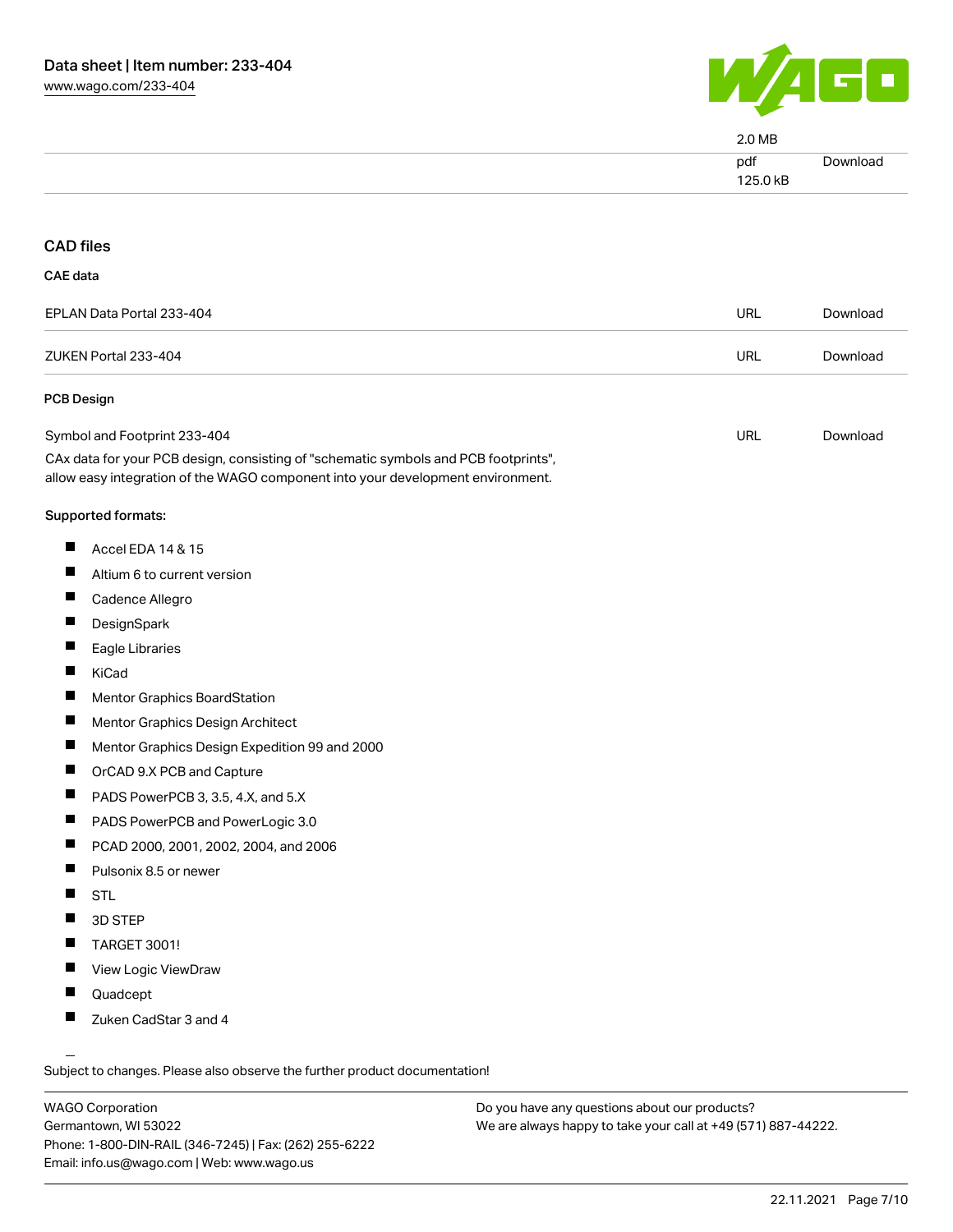| | | |
|---|---|---|
| | 2.0 MB | |
| | pdf<br>125.0 kB | Download |

## CAD files

### CAE data

| | | |
|---|---|---|
| EPLAN Data Portal 233-404 | URL | Download |
| ZUKEN Portal 233-404 | URL | Download |

### PCB Design

| | | |
|---|---|---|
| Symbol and Footprint 233-404 | URL | Download |

CAx data for your PCB design, consisting of "schematic symbols and PCB footprints", allow easy integration of the WAGO component into your development environment.

Supported formats:

- Accel EDA 14 & 15
- Altium 6 to current version
- Cadence Allegro
- DesignSpark
- Eagle Libraries
- KiCad
- Mentor Graphics BoardStation
- Mentor Graphics Design Architect
- Mentor Graphics Design Expedition 99 and 2000
- OrCAD 9.X PCB and Capture
- PADS PowerPCB 3, 3.5, 4.X, and 5.X
- PADS PowerPCB and PowerLogic 3.0
- PCAD 2000, 2001, 2002, 2004, and 2006
- Pulsonix 8.5 or newer
- STL
- 3D STEP
- TARGET 3001!
- View Logic ViewDraw
- Quadcept
- Zuken CadStar 3 and 4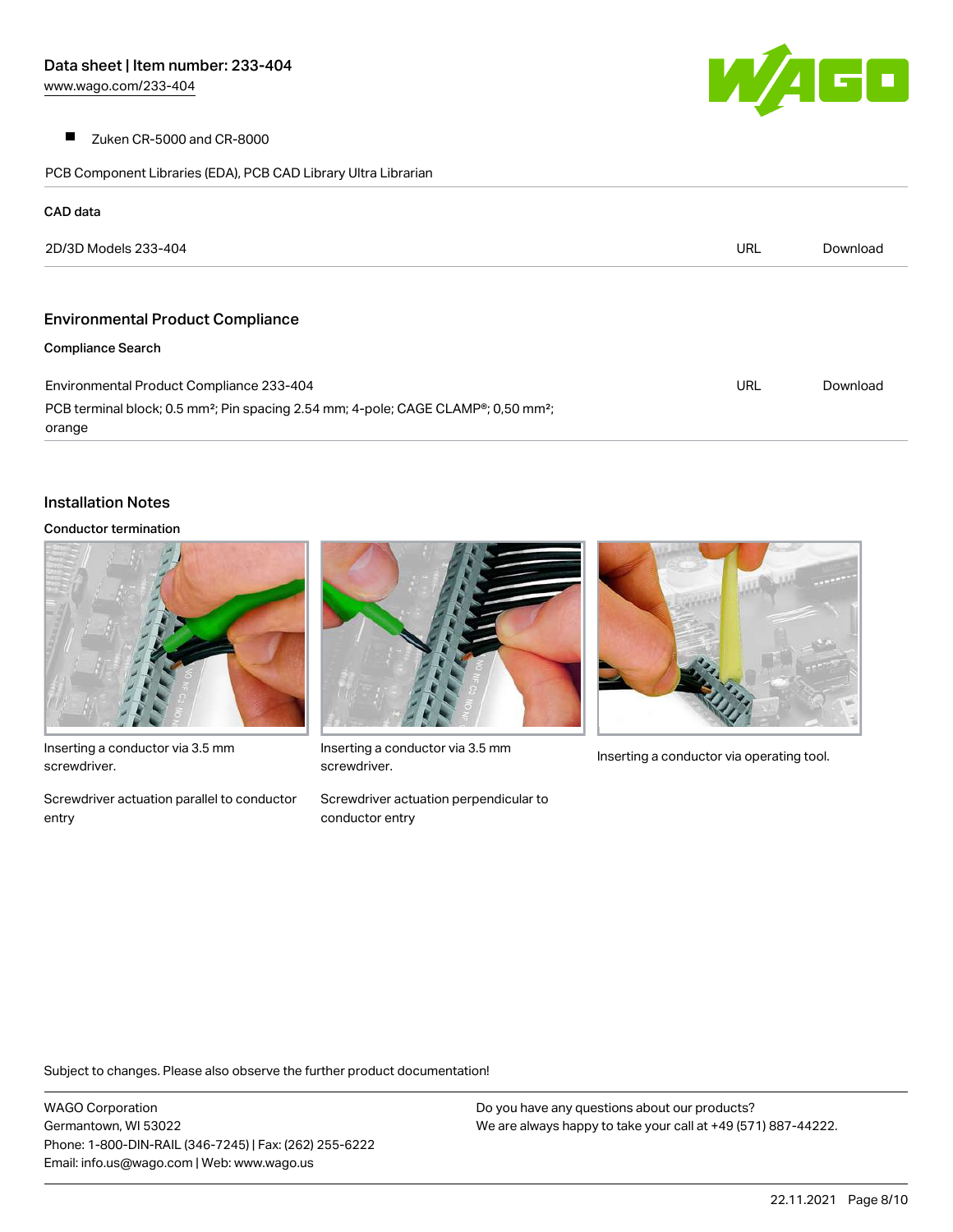- Zuken CR-5000 and CR-8000

PCB Component Libraries (EDA), PCB CAD Library Ultra Librarian

**CAD data**

| | | |
|---|---|---|
| 2D/3D Models 233-404 | URL | Download |

## Environmental Product Compliance

**Compliance Search**

| | | |
|---|---|---|
| Environmental Product Compliance 233-404<br>PCB terminal block; 0.5 mm²; Pin spacing 2.54 mm; 4-pole; CAGE CLAMP®; 0,50 mm²; orange | URL | Download |

## Installation Notes

**Conductor termination**

Inserting a conductor via 3.5 mm screwdriver.

Screwdriver actuation parallel to conductor entry

Inserting a conductor via 3.5 mm screwdriver.

Screwdriver actuation perpendicular to conductor entry

Inserting a conductor via operating tool.

Subject to changes. Please also observe the further product documentation!

WAGO Corporation
Germantown, WI 53022
Phone: 1-800-DIN-RAIL (346-7245) | Fax: (262) 255-6222
Email: info.us@wago.com | Web: www.wago.us

Do you have any questions about our products?
We are always happy to take your call at +49 (571) 887-44222.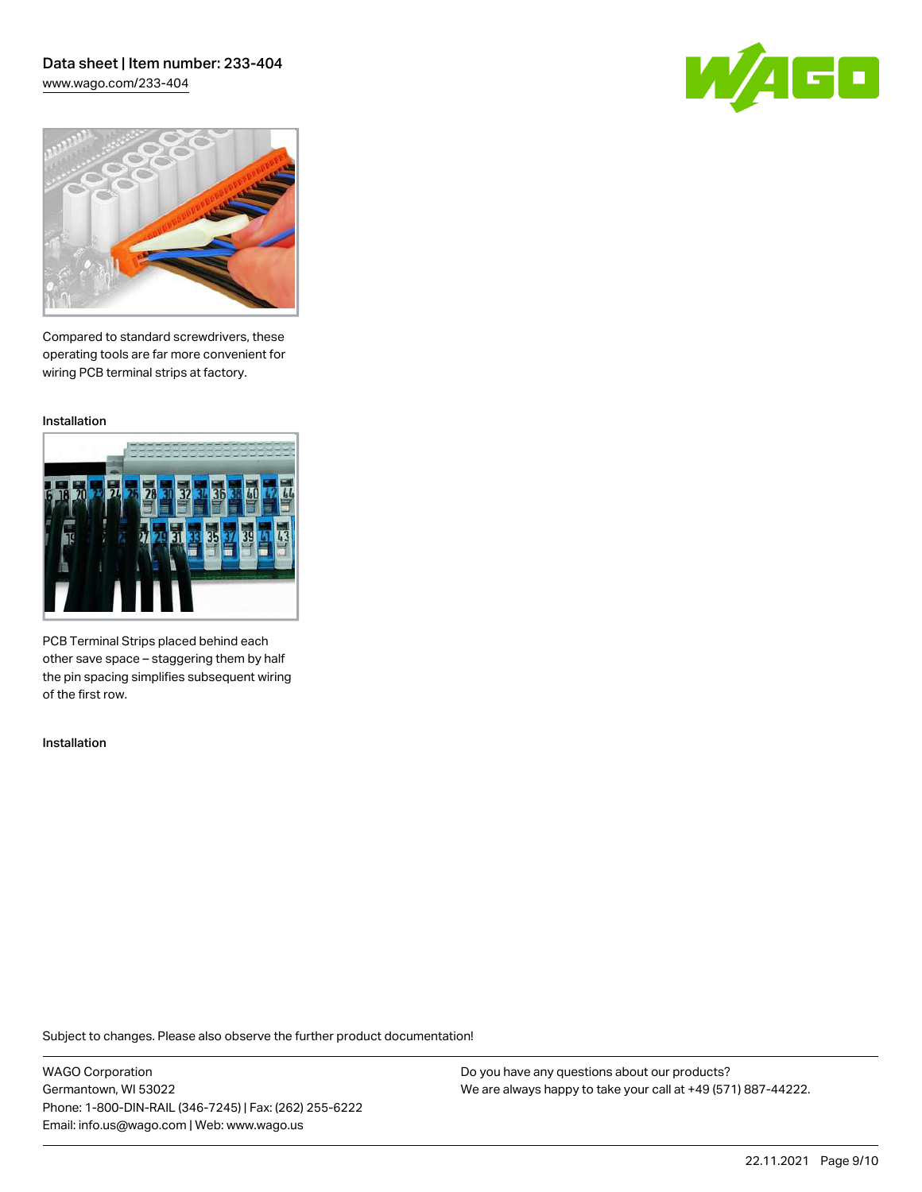Compared to standard screwdrivers, these operating tools are far more convenient for wiring PCB terminal strips at factory.

Installation

PCB Terminal Strips placed behind each other save space – staggering them by half the pin spacing simplifies subsequent wiring of the first row.

Installation

Subject to changes. Please also observe the further product documentation!

WAGO Corporation
Germantown, WI 53022
Phone: 1-800-DIN-RAIL (346-7245) | Fax: (262) 255-6222
Email: info.us@wago.com | Web: www.wago.us

Do you have any questions about our products?
We are always happy to take your call at +49 (571) 887-44222.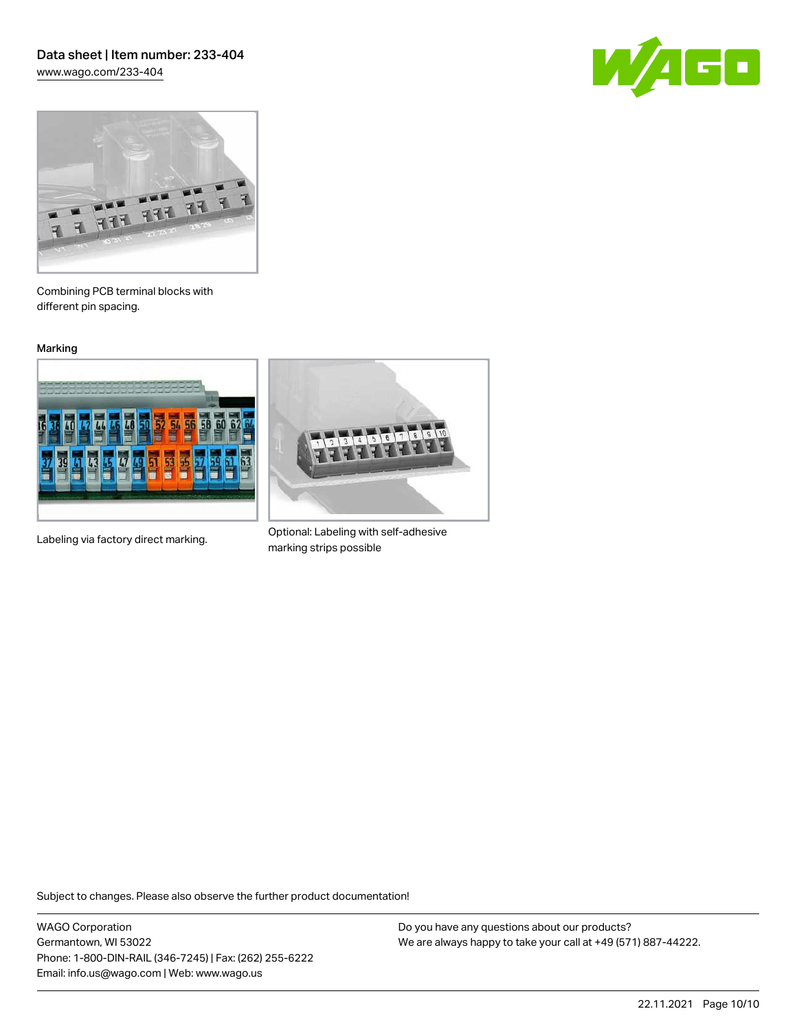Combining PCB terminal blocks with different pin spacing.

Marking

Labeling via factory direct marking.

Optional: Labeling with self-adhesive marking strips possible

Subject to changes. Please also observe the further product documentation!

WAGO Corporation
Germantown, WI 53022
Phone: 1-800-DIN-RAIL (346-7245) | Fax: (262) 255-6222
Email: info.us@wago.com | Web: www.wago.us

Do you have any questions about our products?
We are always happy to take your call at +49 (571) 887-44222.